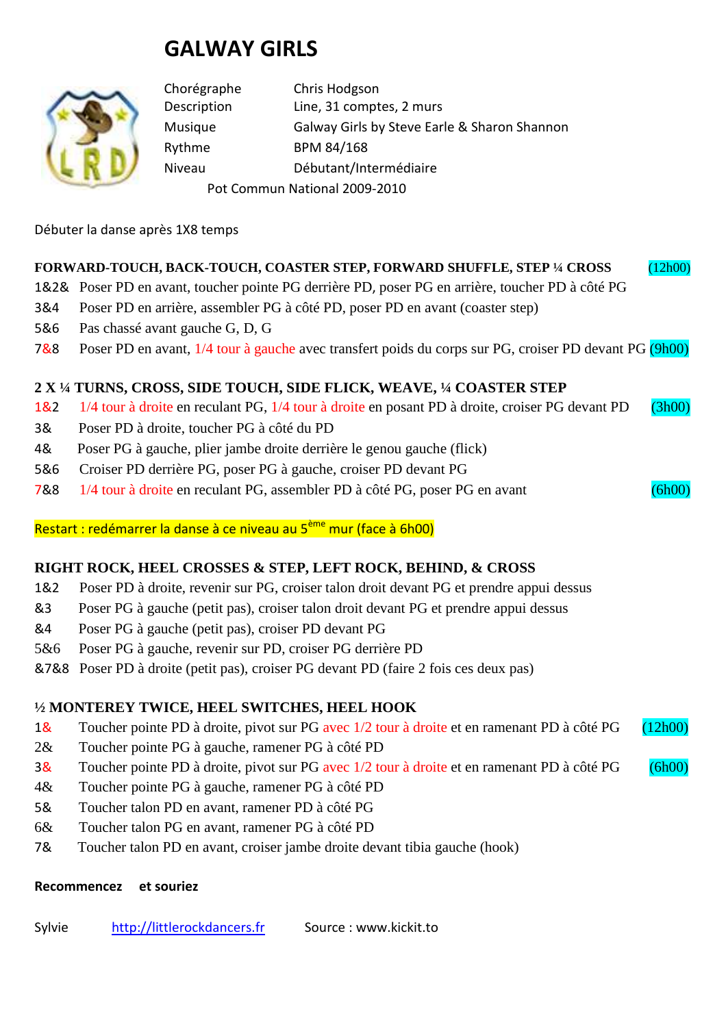# GALWAY GIRLS

| | |
|---|---|
| Chorégraphe | Chris Hodgson |
| Description | Line, 31 comptes, 2 murs |
| Musique | Galway Girls by Steve Earle & Sharon Shannon |
| Rythme | BPM 84/168 |
| Niveau | Débutant/Intermédiaire |

Pot Commun National 2009-2010

Débuter la danse après 1X8 temps

**FORWARD-TOUCH, BACK-TOUCH, COASTER STEP, FORWARD SHUFFLE, STEP ¼ CROSS** (12h00)

- 1&2& Poser PD en avant, toucher pointe PG derrière PD, poser PG en arrière, toucher PD à côté PG
- 3&4 Poser PD en arrière, assembler PG à côté PD, poser PD en avant (coaster step)
- 5&6 Pas chassé avant gauche G, D, G
- 7&8 Poser PD en avant, 1/4 tour à gauche avec transfert poids du corps sur PG, croiser PD devant PG (9h00)

**2 X ¼ TURNS, CROSS, SIDE TOUCH, SIDE FLICK, WEAVE, ¼ COASTER STEP**

- 1&2 1/4 tour à droite en reculant PG, 1/4 tour à droite en posant PD à droite, croiser PG devant PD (3h00)
- 3& Poser PD à droite, toucher PG à côté du PD
- 4& Poser PG à gauche, plier jambe droite derrière le genou gauche (flick)
- 5&6 Croiser PD derrière PG, poser PG à gauche, croiser PD devant PG
- 7&8 1/4 tour à droite en reculant PG, assembler PD à côté PG, poser PG en avant (6h00)

Restart : redémarrer la danse à ce niveau au 5ème mur (face à 6h00)

**RIGHT ROCK, HEEL CROSSES & STEP, LEFT ROCK, BEHIND, & CROSS**

- 1&2 Poser PD à droite, revenir sur PG, croiser talon droit devant PG et prendre appui dessus
- &3 Poser PG à gauche (petit pas), croiser talon droit devant PG et prendre appui dessus
- &4 Poser PG à gauche (petit pas), croiser PD devant PG
- 5&6 Poser PG à gauche, revenir sur PD, croiser PG derrière PD
- &7&8 Poser PD à droite (petit pas), croiser PG devant PD (faire 2 fois ces deux pas)

**½ MONTEREY TWICE, HEEL SWITCHES, HEEL HOOK**

- 1& Toucher pointe PD à droite, pivot sur PG avec 1/2 tour à droite et en ramenant PD à côté PG (12h00)
- 2& Toucher pointe PG à gauche, ramener PG à côté PD
- 3& Toucher pointe PD à droite, pivot sur PG avec 1/2 tour à droite et en ramenant PD à côté PG (6h00)
- 4& Toucher pointe PG à gauche, ramener PG à côté PD
- 5& Toucher talon PD en avant, ramener PD à côté PG
- 6& Toucher talon PG en avant, ramener PG à côté PD
- 7& Toucher talon PD en avant, croiser jambe droite devant tibia gauche (hook)

**Recommencez et souriez**

Sylvie http://littlerockdancers.fr Source : www.kickit.to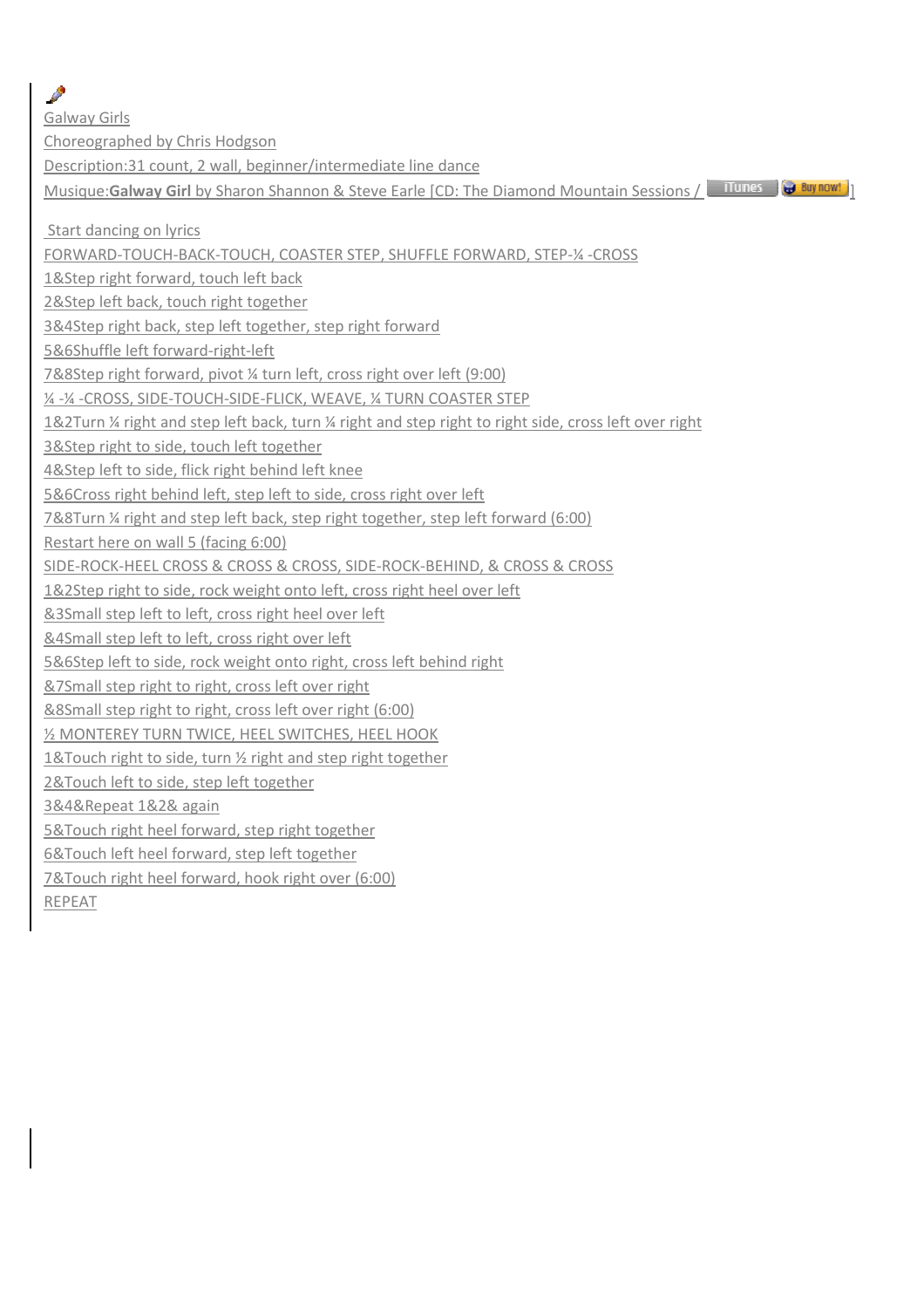Galway Girls

Choreographed by Chris Hodgson

Description:31 count, 2 wall, beginner/intermediate line dance

Musique:**Galway Girl** by Sharon Shannon & Steve Earle [CD: The Diamond Mountain Sessions / iTunes Buy now! ]

Start dancing on lyrics

FORWARD-TOUCH-BACK-TOUCH, COASTER STEP, SHUFFLE FORWARD, STEP-¼ -CROSS

1&Step right forward, touch left back

2&Step left back, touch right together

3&4Step right back, step left together, step right forward

5&6Shuffle left forward-right-left

7&8Step right forward, pivot ¼ turn left, cross right over left (9:00)

¼ -¼ -CROSS, SIDE-TOUCH-SIDE-FLICK, WEAVE, ¼ TURN COASTER STEP

1&2Turn ¼ right and step left back, turn ¼ right and step right to right side, cross left over right

3&Step right to side, touch left together

4&Step left to side, flick right behind left knee

5&6Cross right behind left, step left to side, cross right over left

7&8Turn ¼ right and step left back, step right together, step left forward (6:00)

Restart here on wall 5 (facing 6:00)

SIDE-ROCK-HEEL CROSS & CROSS & CROSS, SIDE-ROCK-BEHIND, & CROSS & CROSS

1&2Step right to side, rock weight onto left, cross right heel over left

&3Small step left to left, cross right heel over left

&4Small step left to left, cross right over left

5&6Step left to side, rock weight onto right, cross left behind right

&7Small step right to right, cross left over right

&8Small step right to right, cross left over right (6:00)

½ MONTEREY TURN TWICE, HEEL SWITCHES, HEEL HOOK

1&Touch right to side, turn ½ right and step right together

2&Touch left to side, step left together

3&4&Repeat 1&2& again

5&Touch right heel forward, step right together

6&Touch left heel forward, step left together

7&Touch right heel forward, hook right over (6:00)

REPEAT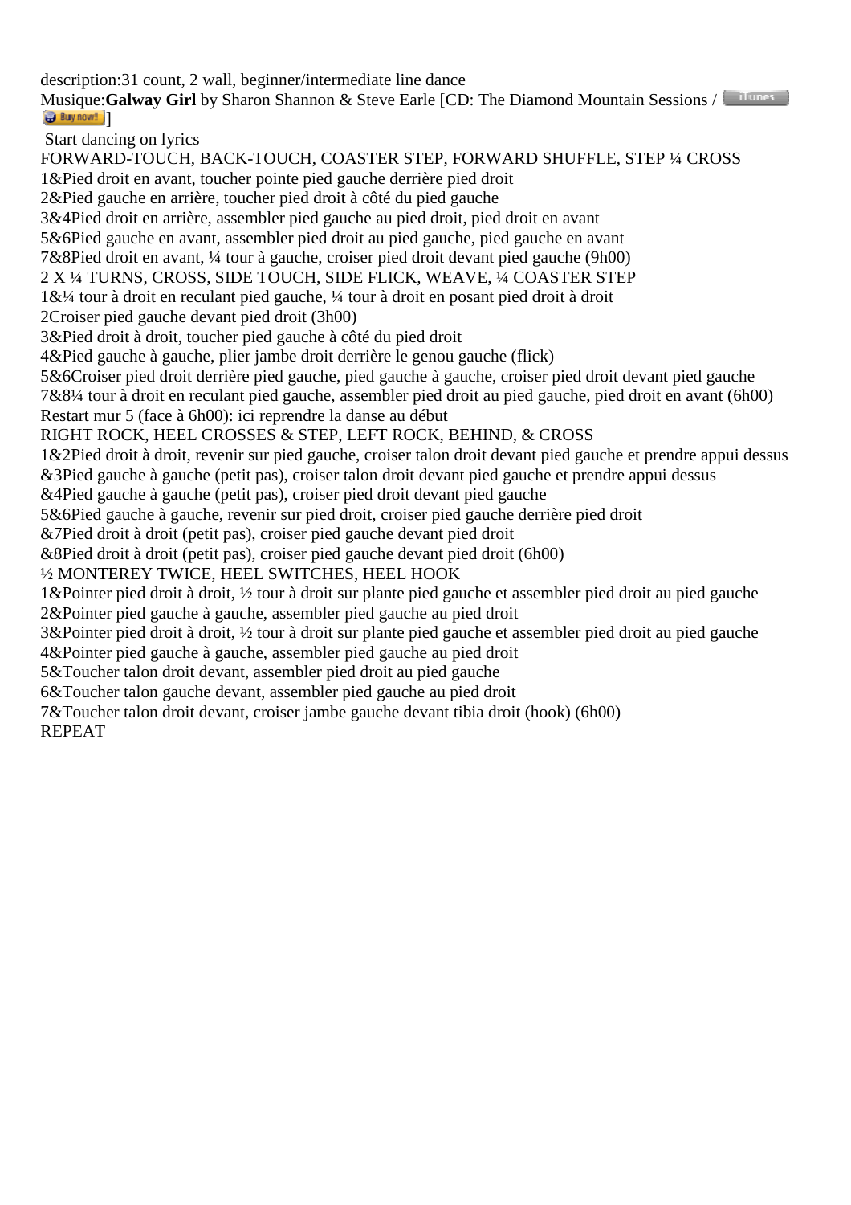description:31 count, 2 wall, beginner/intermediate line dance

Musique:**Galway Girl** by Sharon Shannon & Steve Earle [CD: The Diamond Mountain Sessions / ]

Start dancing on lyrics

FORWARD-TOUCH, BACK-TOUCH, COASTER STEP, FORWARD SHUFFLE, STEP ¼ CROSS

1&Pied droit en avant, toucher pointe pied gauche derrière pied droit

2&Pied gauche en arrière, toucher pied droit à côté du pied gauche

3&4Pied droit en arrière, assembler pied gauche au pied droit, pied droit en avant

5&6Pied gauche en avant, assembler pied droit au pied gauche, pied gauche en avant

7&8Pied droit en avant, ¼ tour à gauche, croiser pied droit devant pied gauche (9h00)

2 X ¼ TURNS, CROSS, SIDE TOUCH, SIDE FLICK, WEAVE, ¼ COASTER STEP

1&¼ tour à droit en reculant pied gauche, ¼ tour à droit en posant pied droit à droit

2Croiser pied gauche devant pied droit (3h00)

3&Pied droit à droit, toucher pied gauche à côté du pied droit

4&Pied gauche à gauche, plier jambe droit derrière le genou gauche (flick)

5&6Croiser pied droit derrière pied gauche, pied gauche à gauche, croiser pied droit devant pied gauche

7&8¼ tour à droit en reculant pied gauche, assembler pied droit au pied gauche, pied droit en avant (6h00)

Restart mur 5 (face à 6h00): ici reprendre la danse au début

RIGHT ROCK, HEEL CROSSES & STEP, LEFT ROCK, BEHIND, & CROSS

1&2Pied droit à droit, revenir sur pied gauche, croiser talon droit devant pied gauche et prendre appui dessus

&3Pied gauche à gauche (petit pas), croiser talon droit devant pied gauche et prendre appui dessus

&4Pied gauche à gauche (petit pas), croiser pied droit devant pied gauche

5&6Pied gauche à gauche, revenir sur pied droit, croiser pied gauche derrière pied droit

&7Pied droit à droit (petit pas), croiser pied gauche devant pied droit

&8Pied droit à droit (petit pas), croiser pied gauche devant pied droit (6h00)

½ MONTEREY TWICE, HEEL SWITCHES, HEEL HOOK

1&Pointer pied droit à droit, ½ tour à droit sur plante pied gauche et assembler pied droit au pied gauche

2&Pointer pied gauche à gauche, assembler pied gauche au pied droit

3&Pointer pied droit à droit, ½ tour à droit sur plante pied gauche et assembler pied droit au pied gauche

4&Pointer pied gauche à gauche, assembler pied gauche au pied droit

5&Toucher talon droit devant, assembler pied droit au pied gauche

6&Toucher talon gauche devant, assembler pied gauche au pied droit

7&Toucher talon droit devant, croiser jambe gauche devant tibia droit (hook) (6h00)

REPEAT